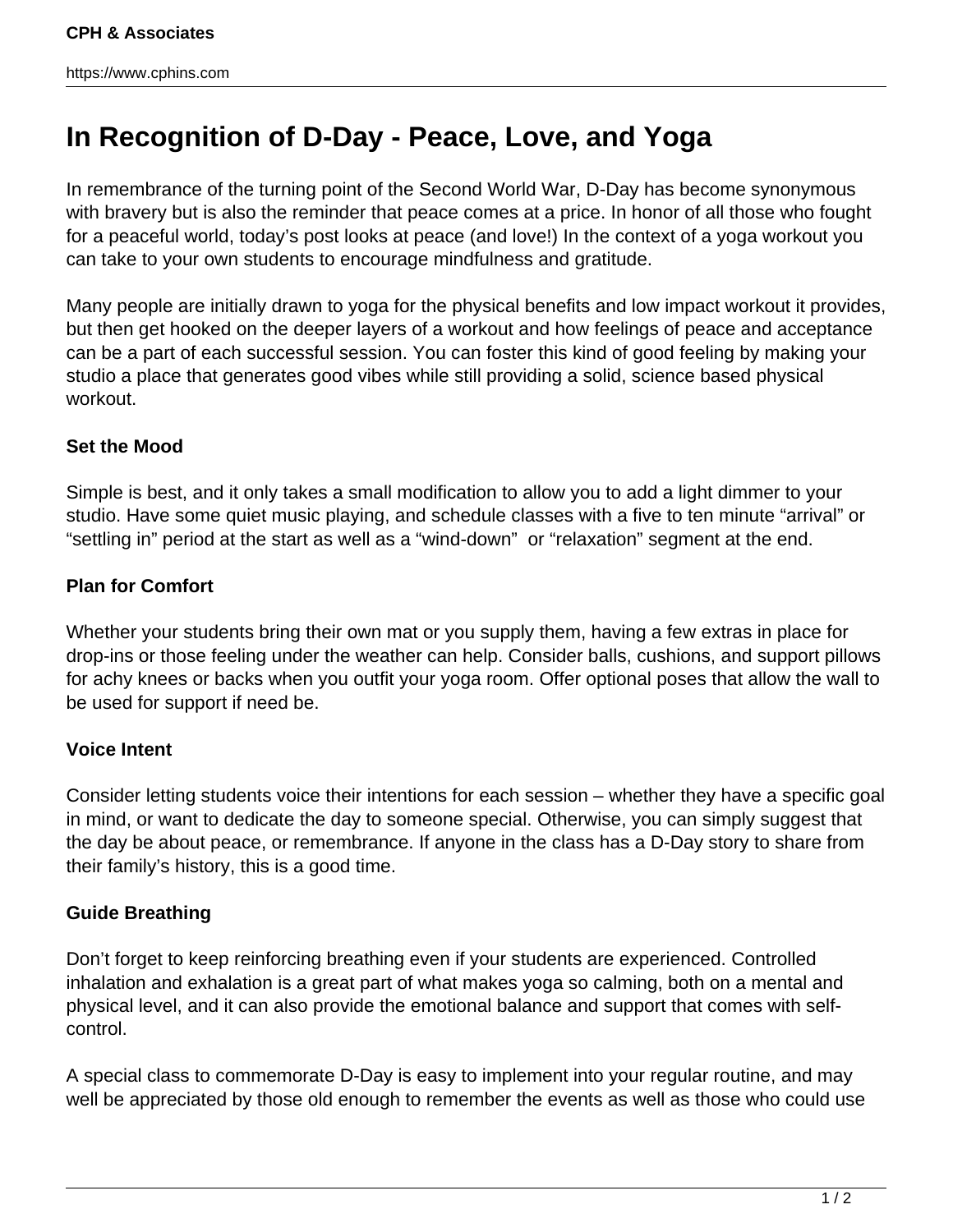# In Recognition of D-Day - Peace, Love, and Yoga

In remembrance of the turning point of the Second World War, D-Day has become synonymous with bravery but is also the reminder that peace comes at a price. In honor of all those who fought for a peaceful world, today's post looks at peace (and love!) In the context of a yoga workout you can take to your own students to encourage mindfulness and gratitude.

Many people are initially drawn to yoga for the physical benefits and low impact workout it provides, but then get hooked on the deeper layers of a workout and how feelings of peace and acceptance can be a part of each successful session. You can foster this kind of good feeling by making your studio a place that generates good vibes while still providing a solid, science based physical workout.

### Set the Mood

Simple is best, and it only takes a small modification to allow you to add a light dimmer to your studio. Have some quiet music playing, and schedule classes with a five to ten minute "arrival" or "settling in" period at the start as well as a "wind-down" or "relaxation" segment at the end.

### Plan for Comfort

Whether your students bring their own mat or you supply them, having a few extras in place for drop-ins or those feeling under the weather can help. Consider balls, cushions, and support pillows for achy knees or backs when you outfit your yoga room. Offer optional poses that allow the wall to be used for support if need be.

### Voice Intent

Consider letting students voice their intentions for each session – whether they have a specific goal in mind, or want to dedicate the day to someone special. Otherwise, you can simply suggest that the day be about peace, or remembrance. If anyone in the class has a D-Day story to share from their family's history, this is a good time.

### Guide Breathing

Don't forget to keep reinforcing breathing even if your students are experienced. Controlled inhalation and exhalation is a great part of what makes yoga so calming, both on a mental and physical level, and it can also provide the emotional balance and support that comes with self-control.

A special class to commemorate D-Day is easy to implement into your regular routine, and may well be appreciated by those old enough to remember the events as well as those who could use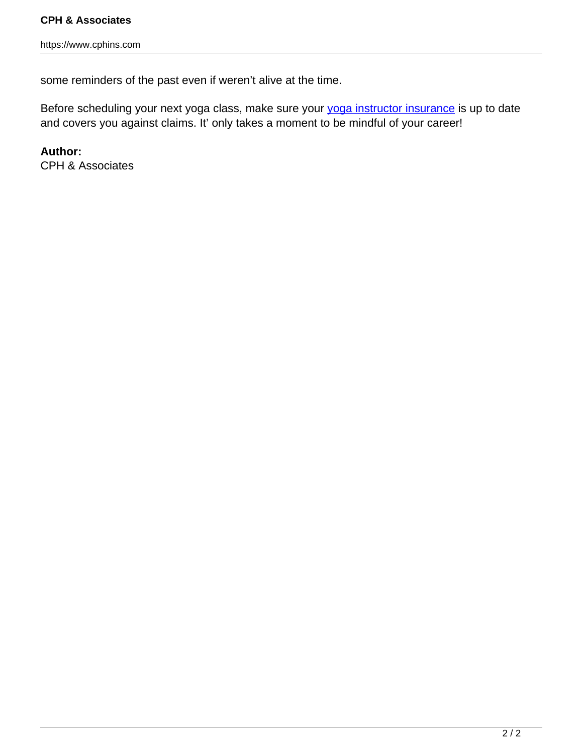some reminders of the past even if weren’t alive at the time.

Before scheduling your next yoga class, make sure your [yoga instructor insurance](https://www.cphins.com) is up to date and covers you against claims. It’ only takes a moment to be mindful of your career!

**Author:**
CPH & Associates